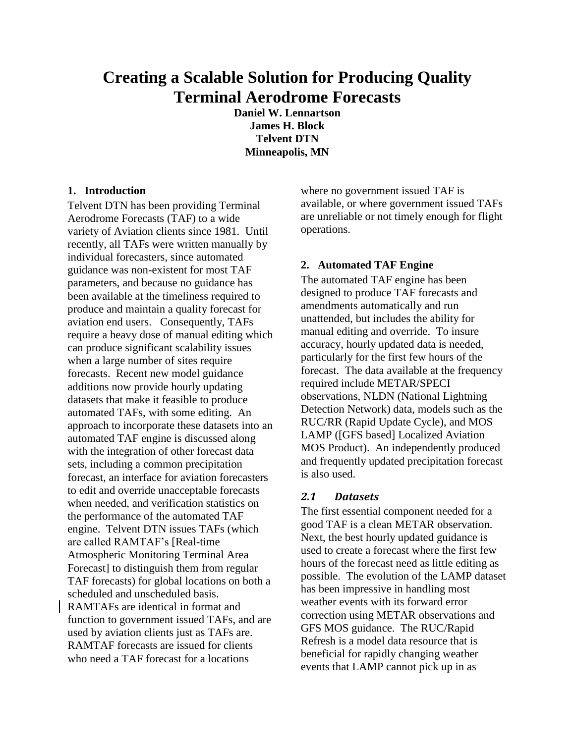# Creating a Scalable Solution for Producing Quality Terminal Aerodrome Forecasts

**Daniel W. Lennartson**
**James H. Block**
**Telvent DTN**
**Minneapolis, MN**

## 1. Introduction

Telvent DTN has been providing Terminal Aerodrome Forecasts (TAF) to a wide variety of Aviation clients since 1981. Until recently, all TAFs were written manually by individual forecasters, since automated guidance was non-existent for most TAF parameters, and because no guidance has been available at the timeliness required to produce and maintain a quality forecast for aviation end users. Consequently, TAFs require a heavy dose of manual editing which can produce significant scalability issues when a large number of sites require forecasts. Recent new model guidance additions now provide hourly updating datasets that make it feasible to produce automated TAFs, with some editing. An approach to incorporate these datasets into an automated TAF engine is discussed along with the integration of other forecast data sets, including a common precipitation forecast, an interface for aviation forecasters to edit and override unacceptable forecasts when needed, and verification statistics on the performance of the automated TAF engine. Telvent DTN issues TAFs (which are called RAMTAF's [Real-time Atmospheric Monitoring Terminal Area Forecast] to distinguish them from regular TAF forecasts) for global locations on both a scheduled and unscheduled basis. RAMTAFs are identical in format and function to government issued TAFs, and are used by aviation clients just as TAFs are. RAMTAF forecasts are issued for clients who need a TAF forecast for a locations where no government issued TAF is available, or where government issued TAFs are unreliable or not timely enough for flight operations.

## 2. Automated TAF Engine

The automated TAF engine has been designed to produce TAF forecasts and amendments automatically and run unattended, but includes the ability for manual editing and override. To insure accuracy, hourly updated data is needed, particularly for the first few hours of the forecast. The data available at the frequency required include METAR/SPECI observations, NLDN (National Lightning Detection Network) data, models such as the RUC/RR (Rapid Update Cycle), and MOS LAMP ([GFS based] Localized Aviation MOS Product). An independently produced and frequently updated precipitation forecast is also used.

### *2.1 Datasets*

The first essential component needed for a good TAF is a clean METAR observation. Next, the best hourly updated guidance is used to create a forecast where the first few hours of the forecast need as little editing as possible. The evolution of the LAMP dataset has been impressive in handling most weather events with its forward error correction using METAR observations and GFS MOS guidance. The RUC/Rapid Refresh is a model data resource that is beneficial for rapidly changing weather events that LAMP cannot pick up in as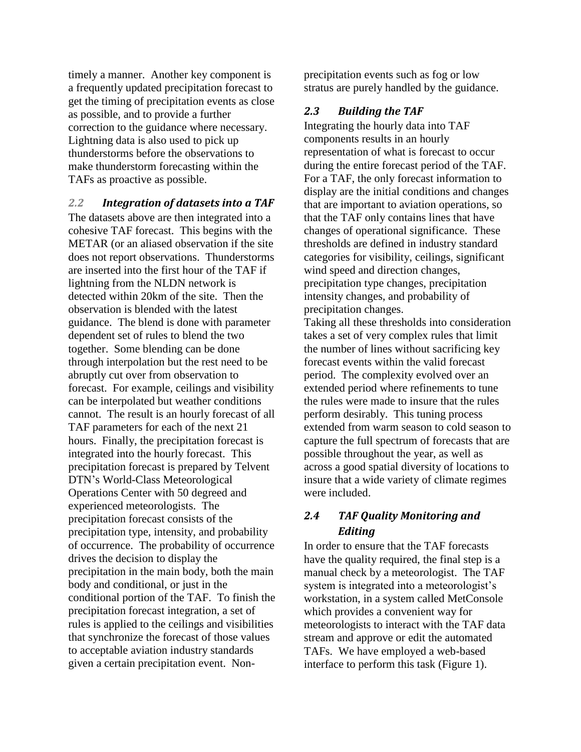timely a manner. Another key component is a frequently updated precipitation forecast to get the timing of precipitation events as close as possible, and to provide a further correction to the guidance where necessary. Lightning data is also used to pick up thunderstorms before the observations to make thunderstorm forecasting within the TAFs as proactive as possible.

### *2.2 Integration of datasets into a TAF*

The datasets above are then integrated into a cohesive TAF forecast. This begins with the METAR (or an aliased observation if the site does not report observations. Thunderstorms are inserted into the first hour of the TAF if lightning from the NLDN network is detected within 20km of the site. Then the observation is blended with the latest guidance. The blend is done with parameter dependent set of rules to blend the two together. Some blending can be done through interpolation but the rest need to be abruptly cut over from observation to forecast. For example, ceilings and visibility can be interpolated but weather conditions cannot. The result is an hourly forecast of all TAF parameters for each of the next 21 hours. Finally, the precipitation forecast is integrated into the hourly forecast. This precipitation forecast is prepared by Telvent DTN's World-Class Meteorological Operations Center with 50 degreed and experienced meteorologists. The precipitation forecast consists of the precipitation type, intensity, and probability of occurrence. The probability of occurrence drives the decision to display the precipitation in the main body, both the main body and conditional, or just in the conditional portion of the TAF. To finish the precipitation forecast integration, a set of rules is applied to the ceilings and visibilities that synchronize the forecast of those values to acceptable aviation industry standards given a certain precipitation event. Non-precipitation events such as fog or low stratus are purely handled by the guidance.

### *2.3 Building the TAF*

Integrating the hourly data into TAF components results in an hourly representation of what is forecast to occur during the entire forecast period of the TAF. For a TAF, the only forecast information to display are the initial conditions and changes that are important to aviation operations, so that the TAF only contains lines that have changes of operational significance. These thresholds are defined in industry standard categories for visibility, ceilings, significant wind speed and direction changes, precipitation type changes, precipitation intensity changes, and probability of precipitation changes.

Taking all these thresholds into consideration takes a set of very complex rules that limit the number of lines without sacrificing key forecast events within the valid forecast period. The complexity evolved over an extended period where refinements to tune the rules were made to insure that the rules perform desirably. This tuning process extended from warm season to cold season to capture the full spectrum of forecasts that are possible throughout the year, as well as across a good spatial diversity of locations to insure that a wide variety of climate regimes were included.

### *2.4 TAF Quality Monitoring and Editing*

In order to ensure that the TAF forecasts have the quality required, the final step is a manual check by a meteorologist. The TAF system is integrated into a meteorologist's workstation, in a system called MetConsole which provides a convenient way for meteorologists to interact with the TAF data stream and approve or edit the automated TAFs. We have employed a web-based interface to perform this task (Figure 1).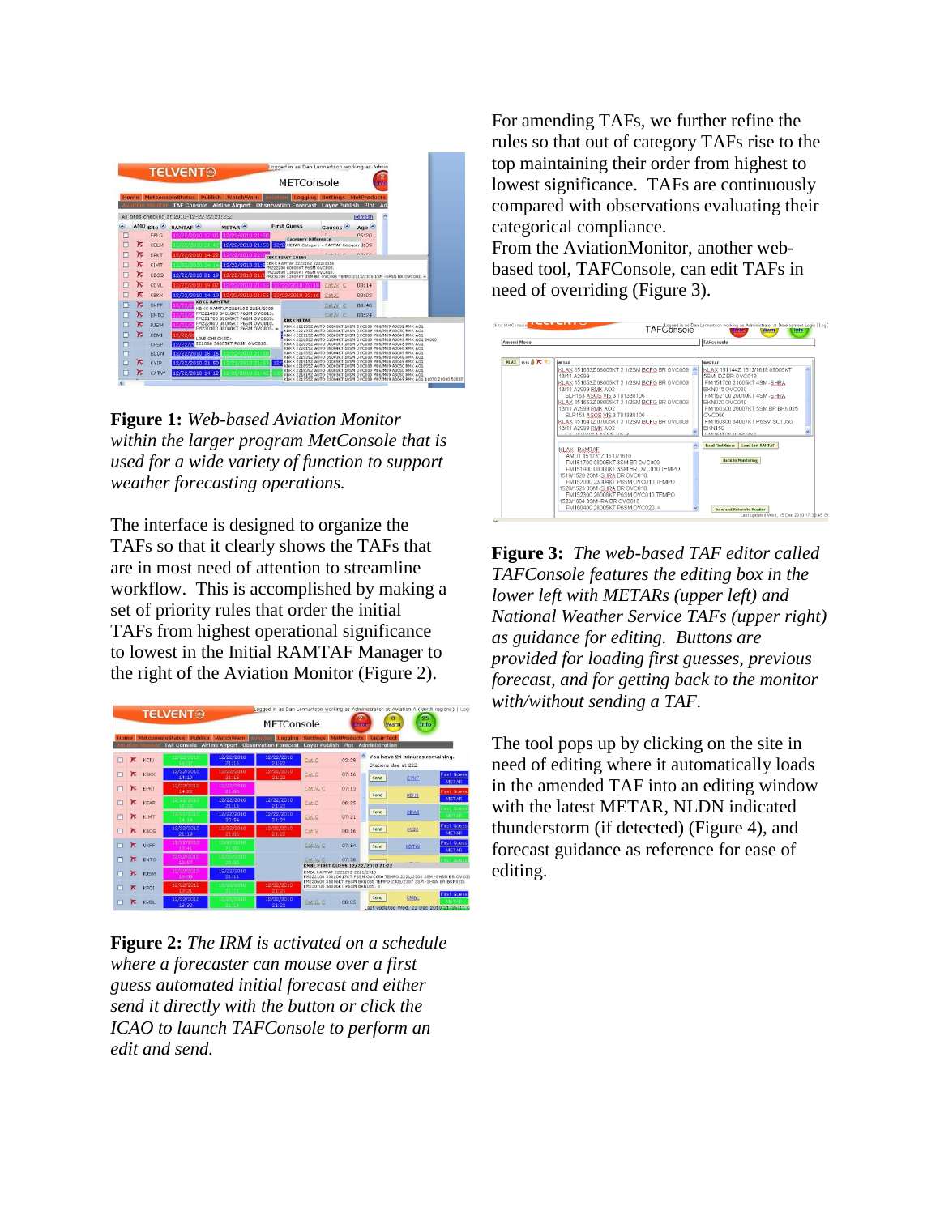**Figure 1:** *Web-based Aviation Monitor within the larger program MetConsole that is used for a wide variety of function to support weather forecasting operations.*

The interface is designed to organize the TAFs so that it clearly shows the TAFs that are in most need of attention to streamline workflow. This is accomplished by making a set of priority rules that order the initial TAFs from highest operational significance to lowest in the Initial RAMTAF Manager to the right of the Aviation Monitor (Figure 2).

**Figure 2:** *The IRM is activated on a schedule where a forecaster can mouse over a first guess automated initial forecast and either send it directly with the button or click the ICAO to launch TAFConsole to perform an edit and send.*

For amending TAFs, we further refine the rules so that out of category TAFs rise to the top maintaining their order from highest to lowest significance. TAFs are continuously compared with observations evaluating their categorical compliance.

From the AviationMonitor, another web-based tool, TAFConsole, can edit TAFs in need of overriding (Figure 3).

**Figure 3:** *The web-based TAF editor called TAFConsole features the editing box in the lower left with METARs (upper left) and National Weather Service TAFs (upper right) as guidance for editing. Buttons are provided for loading first guesses, previous forecast, and for getting back to the monitor with/without sending a TAF.*

The tool pops up by clicking on the site in need of editing where it automatically loads in the amended TAF into an editing window with the latest METAR, NLDN indicated thunderstorm (if detected) (Figure 4), and forecast guidance as reference for ease of editing.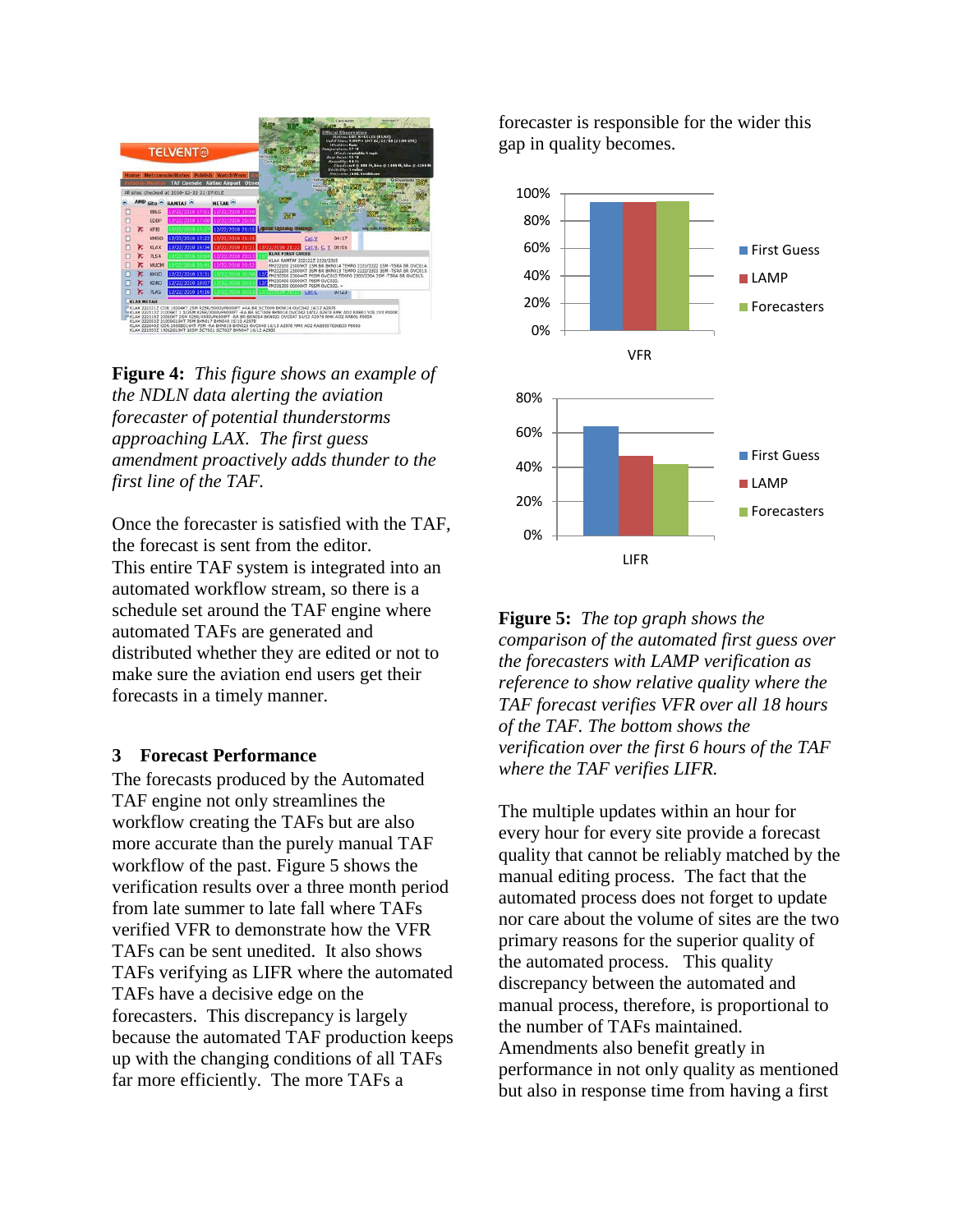**Figure 4:** *This figure shows an example of the NDLN data alerting the aviation forecaster of potential thunderstorms approaching LAX. The first guess amendment proactively adds thunder to the first line of the TAF.*

Once the forecaster is satisfied with the TAF, the forecast is sent from the editor. This entire TAF system is integrated into an automated workflow stream, so there is a schedule set around the TAF engine where automated TAFs are generated and distributed whether they are edited or not to make sure the aviation end users get their forecasts in a timely manner.

## 3 Forecast Performance

The forecasts produced by the Automated TAF engine not only streamlines the workflow creating the TAFs but are also more accurate than the purely manual TAF workflow of the past. Figure 5 shows the verification results over a three month period from late summer to late fall where TAFs verified VFR to demonstrate how the VFR TAFs can be sent unedited. It also shows TAFs verifying as LIFR where the automated TAFs have a decisive edge on the forecasters. This discrepancy is largely because the automated TAF production keeps up with the changing conditions of all TAFs far more efficiently. The more TAFs a forecaster is responsible for the wider this gap in quality becomes.

**Figure 5:** *The top graph shows the comparison of the automated first guess over the forecasters with LAMP verification as reference to show relative quality where the TAF forecast verifies VFR over all 18 hours of the TAF. The bottom shows the verification over the first 6 hours of the TAF where the TAF verifies LIFR.*

The multiple updates within an hour for every hour for every site provide a forecast quality that cannot be reliably matched by the manual editing process. The fact that the automated process does not forget to update nor care about the volume of sites are the two primary reasons for the superior quality of the automated process. This quality discrepancy between the automated and manual process, therefore, is proportional to the number of TAFs maintained. Amendments also benefit greatly in performance in not only quality as mentioned but also in response time from having a first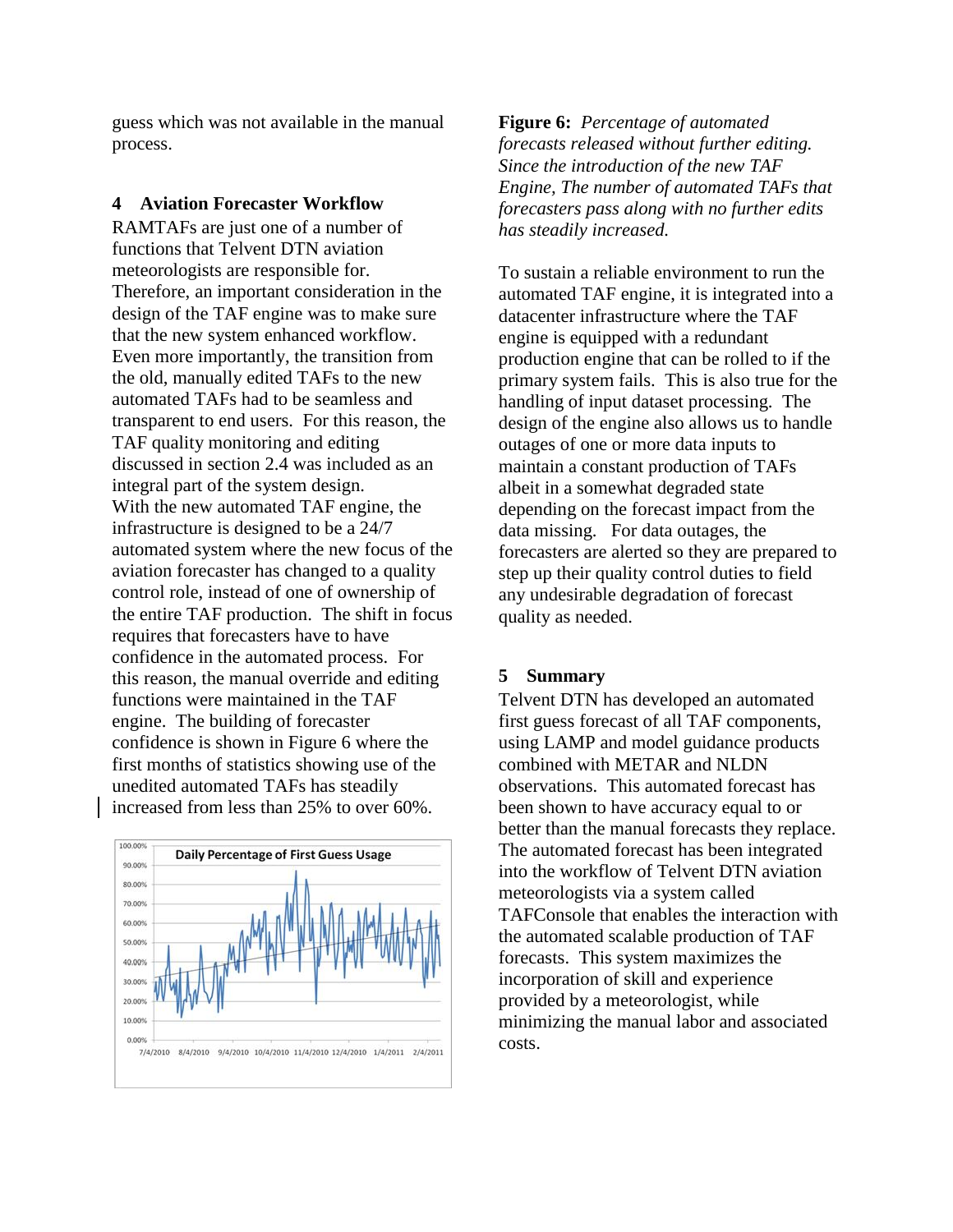guess which was not available in the manual process.

## 4 Aviation Forecaster Workflow

RAMTAFs are just one of a number of functions that Telvent DTN aviation meteorologists are responsible for. Therefore, an important consideration in the design of the TAF engine was to make sure that the new system enhanced workflow. Even more importantly, the transition from the old, manually edited TAFs to the new automated TAFs had to be seamless and transparent to end users. For this reason, the TAF quality monitoring and editing discussed in section 2.4 was included as an integral part of the system design. With the new automated TAF engine, the infrastructure is designed to be a 24/7 automated system where the new focus of the aviation forecaster has changed to a quality control role, instead of one of ownership of the entire TAF production. The shift in focus requires that forecasters have to have confidence in the automated process. For this reason, the manual override and editing functions were maintained in the TAF engine. The building of forecaster confidence is shown in Figure 6 where the first months of statistics showing use of the unedited automated TAFs has steadily increased from less than 25% to over 60%.

Daily Percentage of First Guess Usage

100.00%
90.00%
80.00%
70.00%
60.00%
50.00%
40.00%
30.00%
20.00%
10.00%
0.00%

7/4/2010 8/4/2010 9/4/2010 10/4/2010 11/4/2010 12/4/2010 1/4/2011 2/4/2011

**Figure 6:** *Percentage of automated forecasts released without further editing. Since the introduction of the new TAF Engine, The number of automated TAFs that forecasters pass along with no further edits has steadily increased.*

To sustain a reliable environment to run the automated TAF engine, it is integrated into a datacenter infrastructure where the TAF engine is equipped with a redundant production engine that can be rolled to if the primary system fails. This is also true for the handling of input dataset processing. The design of the engine also allows us to handle outages of one or more data inputs to maintain a constant production of TAFs albeit in a somewhat degraded state depending on the forecast impact from the data missing. For data outages, the forecasters are alerted so they are prepared to step up their quality control duties to field any undesirable degradation of forecast quality as needed.

## 5 Summary

Telvent DTN has developed an automated first guess forecast of all TAF components, using LAMP and model guidance products combined with METAR and NLDN observations. This automated forecast has been shown to have accuracy equal to or better than the manual forecasts they replace. The automated forecast has been integrated into the workflow of Telvent DTN aviation meteorologists via a system called TAFConsole that enables the interaction with the automated scalable production of TAF forecasts. This system maximizes the incorporation of skill and experience provided by a meteorologist, while minimizing the manual labor and associated costs.